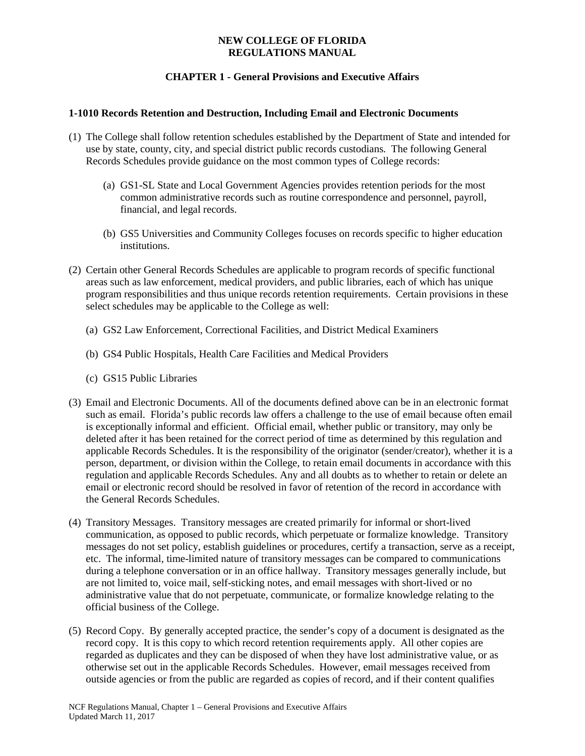# NEW COLLEGE OF FLORIDA
# REGULATIONS MANUAL

## CHAPTER 1 - General Provisions and Executive Affairs

### 1-1010 Records Retention and Destruction, Including Email and Electronic Documents

(1) The College shall follow retention schedules established by the Department of State and intended for use by state, county, city, and special district public records custodians. The following General Records Schedules provide guidance on the most common types of College records:

   (a) GS1-SL State and Local Government Agencies provides retention periods for the most common administrative records such as routine correspondence and personnel, payroll, financial, and legal records.

   (b) GS5 Universities and Community Colleges focuses on records specific to higher education institutions.

(2) Certain other General Records Schedules are applicable to program records of specific functional areas such as law enforcement, medical providers, and public libraries, each of which has unique program responsibilities and thus unique records retention requirements. Certain provisions in these select schedules may be applicable to the College as well:

   (a) GS2 Law Enforcement, Correctional Facilities, and District Medical Examiners

   (b) GS4 Public Hospitals, Health Care Facilities and Medical Providers

   (c) GS15 Public Libraries

(3) Email and Electronic Documents. All of the documents defined above can be in an electronic format such as email. Florida's public records law offers a challenge to the use of email because often email is exceptionally informal and efficient. Official email, whether public or transitory, may only be deleted after it has been retained for the correct period of time as determined by this regulation and applicable Records Schedules. It is the responsibility of the originator (sender/creator), whether it is a person, department, or division within the College, to retain email documents in accordance with this regulation and applicable Records Schedules. Any and all doubts as to whether to retain or delete an email or electronic record should be resolved in favor of retention of the record in accordance with the General Records Schedules.

(4) Transitory Messages. Transitory messages are created primarily for informal or short-lived communication, as opposed to public records, which perpetuate or formalize knowledge. Transitory messages do not set policy, establish guidelines or procedures, certify a transaction, serve as a receipt, etc. The informal, time-limited nature of transitory messages can be compared to communications during a telephone conversation or in an office hallway. Transitory messages generally include, but are not limited to, voice mail, self-sticking notes, and email messages with short-lived or no administrative value that do not perpetuate, communicate, or formalize knowledge relating to the official business of the College.

(5) Record Copy. By generally accepted practice, the sender's copy of a document is designated as the record copy. It is this copy to which record retention requirements apply. All other copies are regarded as duplicates and they can be disposed of when they have lost administrative value, or as otherwise set out in the applicable Records Schedules. However, email messages received from outside agencies or from the public are regarded as copies of record, and if their content qualifies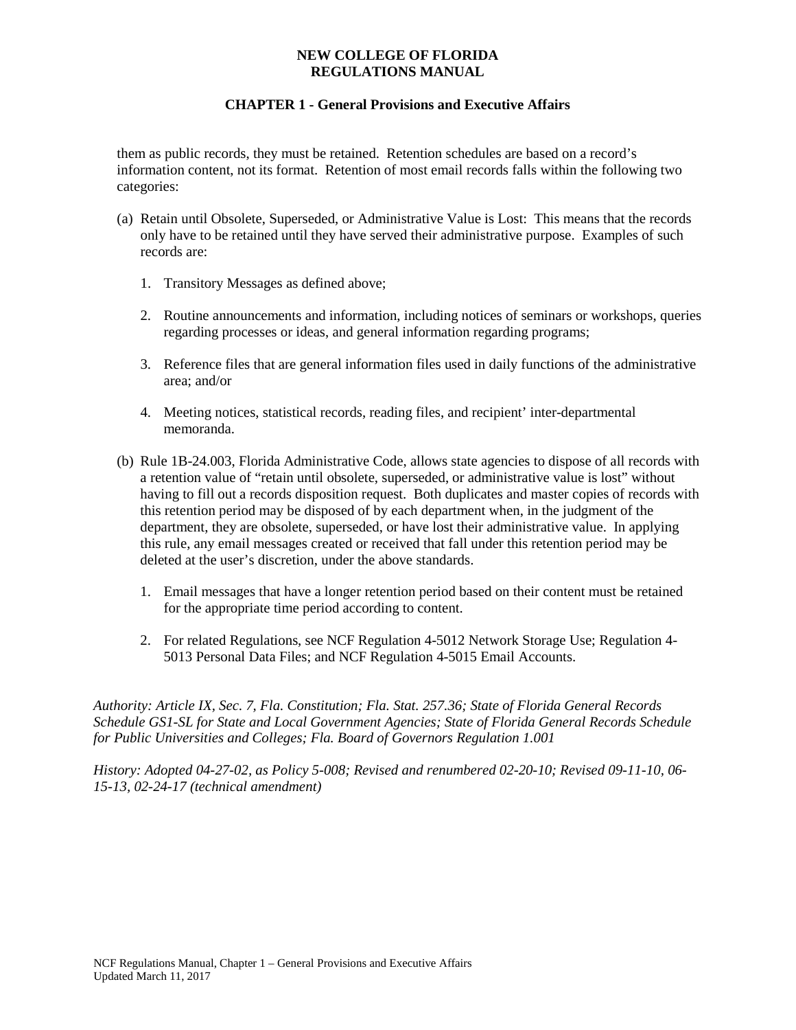them as public records, they must be retained. Retention schedules are based on a record's information content, not its format. Retention of most email records falls within the following two categories:

(a) Retain until Obsolete, Superseded, or Administrative Value is Lost: This means that the records only have to be retained until they have served their administrative purpose. Examples of such records are:

   1. Transitory Messages as defined above;

   2. Routine announcements and information, including notices of seminars or workshops, queries regarding processes or ideas, and general information regarding programs;

   3. Reference files that are general information files used in daily functions of the administrative area; and/or

   4. Meeting notices, statistical records, reading files, and recipient' inter-departmental memoranda.

(b) Rule 1B-24.003, Florida Administrative Code, allows state agencies to dispose of all records with a retention value of "retain until obsolete, superseded, or administrative value is lost" without having to fill out a records disposition request. Both duplicates and master copies of records with this retention period may be disposed of by each department when, in the judgment of the department, they are obsolete, superseded, or have lost their administrative value. In applying this rule, any email messages created or received that fall under this retention period may be deleted at the user's discretion, under the above standards.

   1. Email messages that have a longer retention period based on their content must be retained for the appropriate time period according to content.

   2. For related Regulations, see NCF Regulation 4-5012 Network Storage Use; Regulation 4-5013 Personal Data Files; and NCF Regulation 4-5015 Email Accounts.

*Authority: Article IX, Sec. 7, Fla. Constitution; Fla. Stat. 257.36; State of Florida General Records Schedule GS1-SL for State and Local Government Agencies; State of Florida General Records Schedule for Public Universities and Colleges; Fla. Board of Governors Regulation 1.001*

*History: Adopted 04-27-02, as Policy 5-008; Revised and renumbered 02-20-10; Revised 09-11-10, 06-15-13, 02-24-17 (technical amendment)*